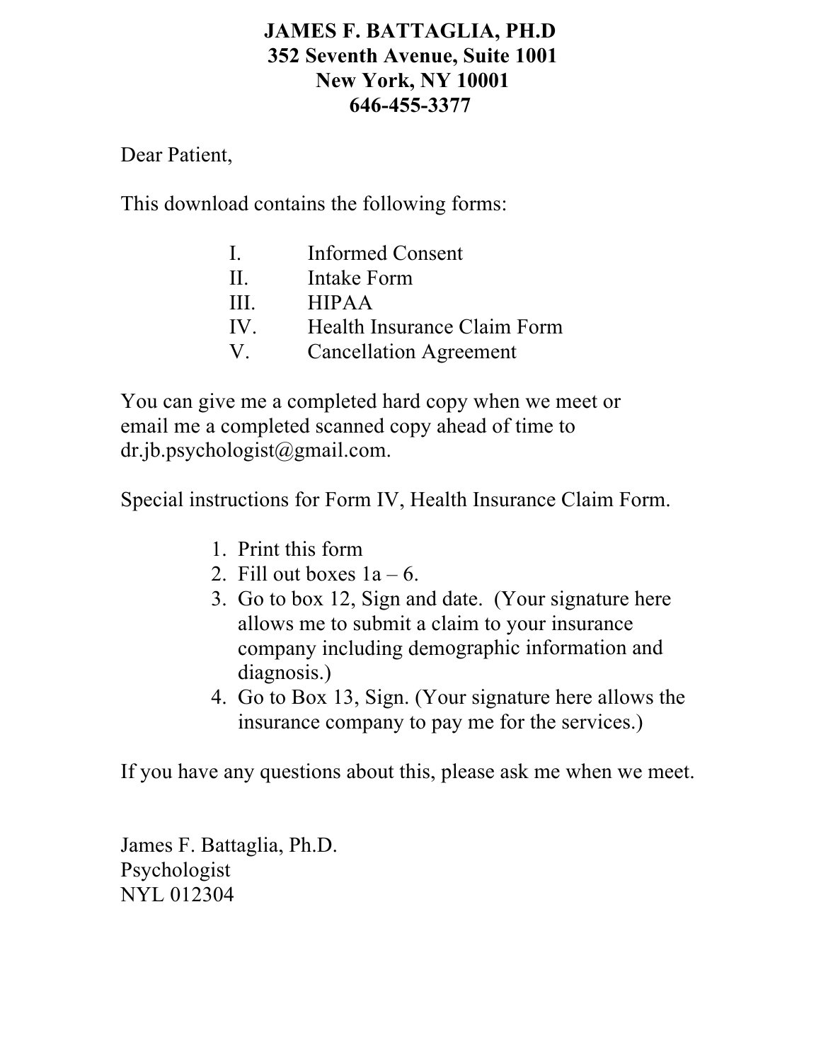**JAMES F. BATTAGLIA, PH.D**
**352 Seventh Avenue, Suite 1001**
**New York, NY 10001**
**646-455-3377**

Dear Patient,

This download contains the following forms:

I. Informed Consent
II. Intake Form
III. HIPAA
IV. Health Insurance Claim Form
V. Cancellation Agreement

You can give me a completed hard copy when we meet or email me a completed scanned copy ahead of time to dr.jb.psychologist@gmail.com.

Special instructions for Form IV, Health Insurance Claim Form.

1. Print this form
2. Fill out boxes 1a – 6.
3. Go to box 12, Sign and date. (Your signature here allows me to submit a claim to your insurance company including demographic information and diagnosis.)
4. Go to Box 13, Sign. (Your signature here allows the insurance company to pay me for the services.)

If you have any questions about this, please ask me when we meet.

James F. Battaglia, Ph.D.
Psychologist
NYL 012304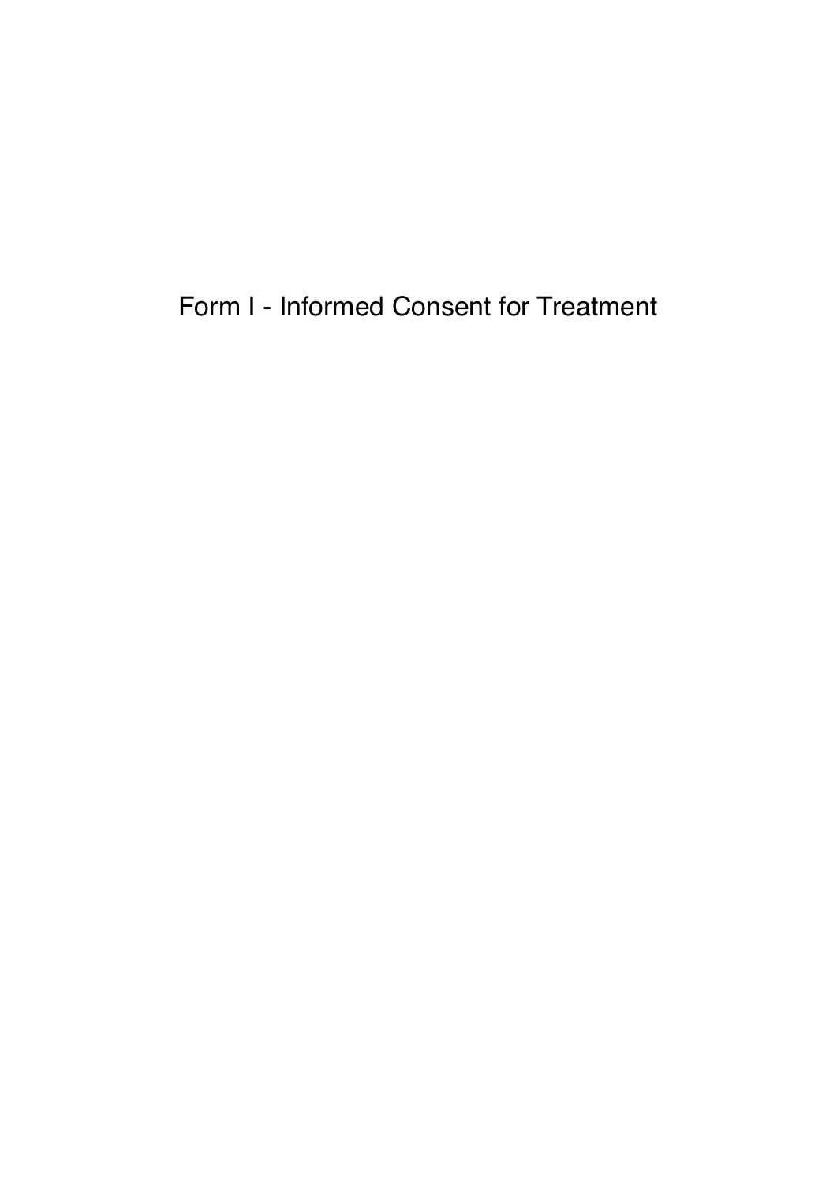# Form I - Informed Consent for Treatment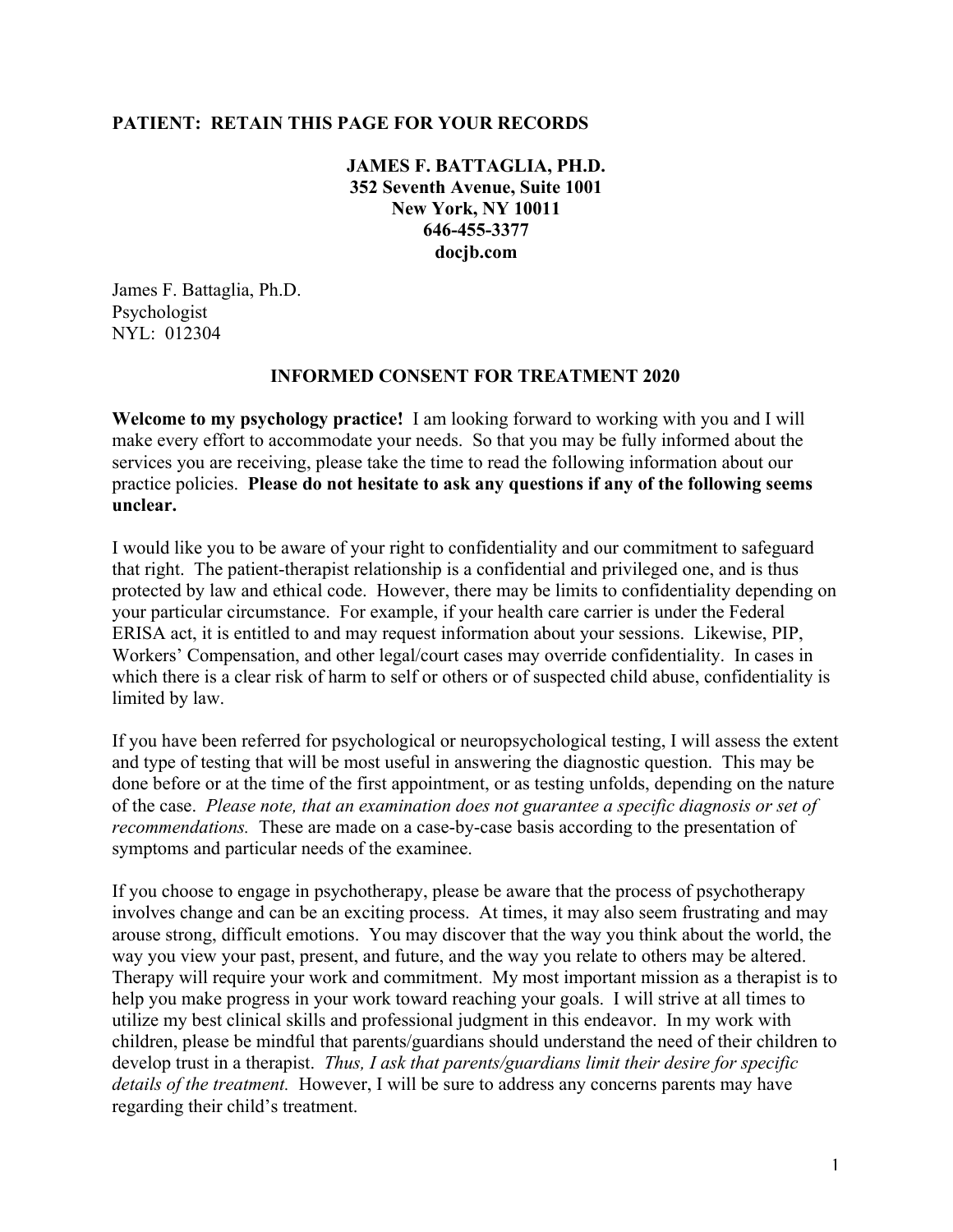**PATIENT: RETAIN THIS PAGE FOR YOUR RECORDS**

**JAMES F. BATTAGLIA, PH.D.**
**352 Seventh Avenue, Suite 1001**
**New York, NY 10011**
**646-455-3377**
**docjb.com**

James F. Battaglia, Ph.D.
Psychologist
NYL: 012304

## INFORMED CONSENT FOR TREATMENT 2020

**Welcome to my psychology practice!** I am looking forward to working with you and I will make every effort to accommodate your needs. So that you may be fully informed about the services you are receiving, please take the time to read the following information about our practice policies. **Please do not hesitate to ask any questions if any of the following seems unclear.**

I would like you to be aware of your right to confidentiality and our commitment to safeguard that right. The patient-therapist relationship is a confidential and privileged one, and is thus protected by law and ethical code. However, there may be limits to confidentiality depending on your particular circumstance. For example, if your health care carrier is under the Federal ERISA act, it is entitled to and may request information about your sessions. Likewise, PIP, Workers' Compensation, and other legal/court cases may override confidentiality. In cases in which there is a clear risk of harm to self or others or of suspected child abuse, confidentiality is limited by law.

If you have been referred for psychological or neuropsychological testing, I will assess the extent and type of testing that will be most useful in answering the diagnostic question. This may be done before or at the time of the first appointment, or as testing unfolds, depending on the nature of the case. *Please note, that an examination does not guarantee a specific diagnosis or set of recommendations.* These are made on a case-by-case basis according to the presentation of symptoms and particular needs of the examinee.

If you choose to engage in psychotherapy, please be aware that the process of psychotherapy involves change and can be an exciting process. At times, it may also seem frustrating and may arouse strong, difficult emotions. You may discover that the way you think about the world, the way you view your past, present, and future, and the way you relate to others may be altered. Therapy will require your work and commitment. My most important mission as a therapist is to help you make progress in your work toward reaching your goals. I will strive at all times to utilize my best clinical skills and professional judgment in this endeavor. In my work with children, please be mindful that parents/guardians should understand the need of their children to develop trust in a therapist. *Thus, I ask that parents/guardians limit their desire for specific details of the treatment.* However, I will be sure to address any concerns parents may have regarding their child's treatment.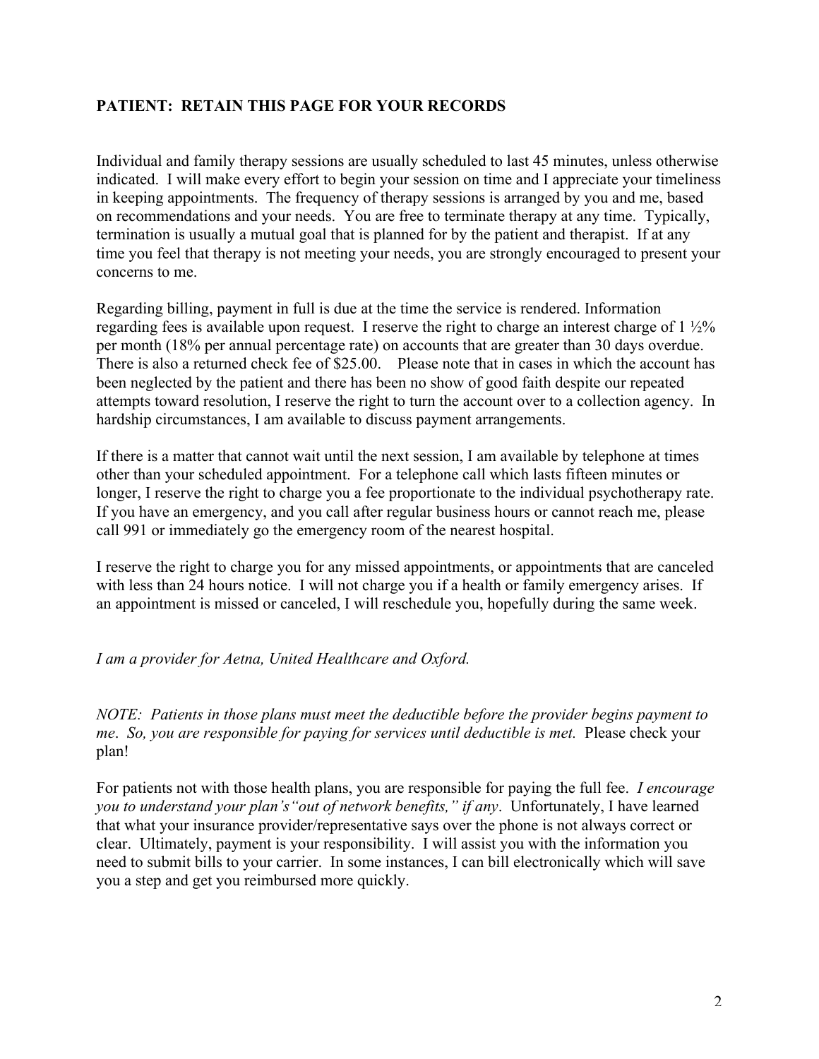**PATIENT: RETAIN THIS PAGE FOR YOUR RECORDS**

Individual and family therapy sessions are usually scheduled to last 45 minutes, unless otherwise indicated. I will make every effort to begin your session on time and I appreciate your timeliness in keeping appointments. The frequency of therapy sessions is arranged by you and me, based on recommendations and your needs. You are free to terminate therapy at any time. Typically, termination is usually a mutual goal that is planned for by the patient and therapist. If at any time you feel that therapy is not meeting your needs, you are strongly encouraged to present your concerns to me.

Regarding billing, payment in full is due at the time the service is rendered. Information regarding fees is available upon request. I reserve the right to charge an interest charge of 1 ½% per month (18% per annual percentage rate) on accounts that are greater than 30 days overdue. There is also a returned check fee of $25.00. Please note that in cases in which the account has been neglected by the patient and there has been no show of good faith despite our repeated attempts toward resolution, I reserve the right to turn the account over to a collection agency. In hardship circumstances, I am available to discuss payment arrangements.

If there is a matter that cannot wait until the next session, I am available by telephone at times other than your scheduled appointment. For a telephone call which lasts fifteen minutes or longer, I reserve the right to charge you a fee proportionate to the individual psychotherapy rate. If you have an emergency, and you call after regular business hours or cannot reach me, please call 991 or immediately go the emergency room of the nearest hospital.

I reserve the right to charge you for any missed appointments, or appointments that are canceled with less than 24 hours notice. I will not charge you if a health or family emergency arises. If an appointment is missed or canceled, I will reschedule you, hopefully during the same week.

*I am a provider for Aetna, United Healthcare and Oxford.*

*NOTE: Patients in those plans must meet the deductible before the provider begins payment to me. So, you are responsible for paying for services until deductible is met.* Please check your plan!

For patients not with those health plans, you are responsible for paying the full fee. *I encourage you to understand your plan's"out of network benefits," if any*. Unfortunately, I have learned that what your insurance provider/representative says over the phone is not always correct or clear. Ultimately, payment is your responsibility. I will assist you with the information you need to submit bills to your carrier. In some instances, I can bill electronically which will save you a step and get you reimbursed more quickly.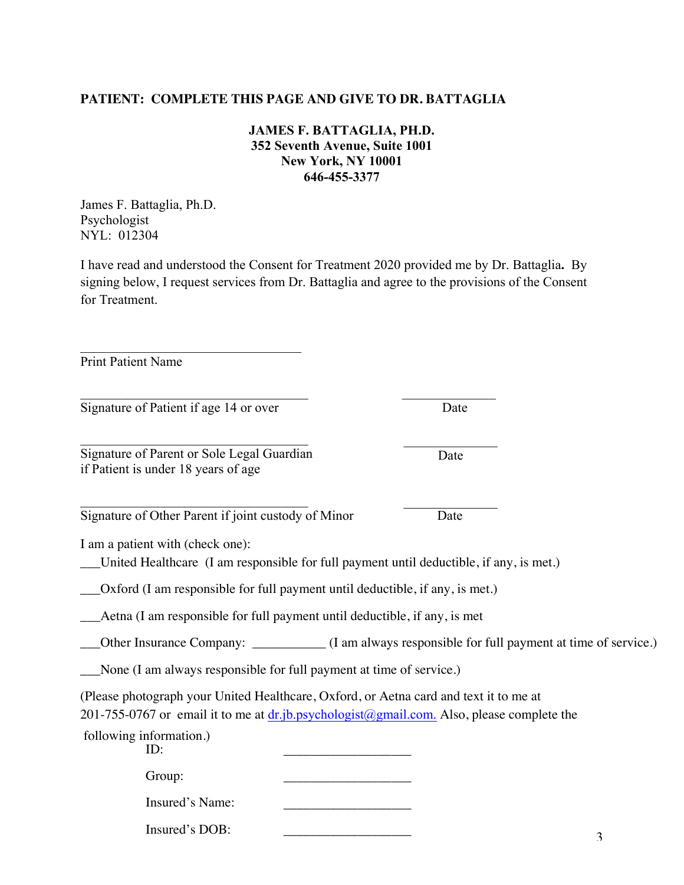**PATIENT: COMPLETE THIS PAGE AND GIVE TO DR. BATTAGLIA**

**JAMES F. BATTAGLIA, PH.D.**
**352 Seventh Avenue, Suite 1001**
**New York, NY 10001**
**646-455-3377**

James F. Battaglia, Ph.D.
Psychologist
NYL: 012304

I have read and understood the Consent for Treatment 2020 provided me by Dr. Battaglia**.** By signing below, I request services from Dr. Battaglia and agree to the provisions of the Consent for Treatment.

\_\_\_\_\_\_\_\_\_\_\_\_\_\_\_\_\_\_\_\_\_\_\_\_\_\_\_\_\_\_\_\_\_\_
Print Patient Name

\_\_\_\_\_\_\_\_\_\_\_\_\_\_\_\_\_\_\_\_\_\_\_\_\_\_\_\_\_\_\_\_\_\_ \_\_\_\_\_\_\_\_\_\_\_\_\_\_
Signature of Patient if age 14 or over Date

\_\_\_\_\_\_\_\_\_\_\_\_\_\_\_\_\_\_\_\_\_\_\_\_\_\_\_\_\_\_\_\_\_\_ \_\_\_\_\_\_\_\_\_\_\_\_\_\_
Signature of Parent or Sole Legal Guardian if Patient is under 18 years of age Date

\_\_\_\_\_\_\_\_\_\_\_\_\_\_\_\_\_\_\_\_\_\_\_\_\_\_\_\_\_\_\_\_\_\_ \_\_\_\_\_\_\_\_\_\_\_\_\_\_
Signature of Other Parent if joint custody of Minor Date

I am a patient with (check one):

\_\_\_United Healthcare (I am responsible for full payment until deductible, if any, is met.)

\_\_\_Oxford (I am responsible for full payment until deductible, if any, is met.)

\_\_\_Aetna (I am responsible for full payment until deductible, if any, is met

\_\_\_Other Insurance Company: \_\_\_\_\_\_\_\_\_\_\_ (I am always responsible for full payment at time of service.)

\_\_\_None (I am always responsible for full payment at time of service.)

(Please photograph your United Healthcare, Oxford, or Aetna card and text it to me at 201-755-0767 or email it to me at dr.jb.psychologist@gmail.com. Also, please complete the following information.)

ID: \_\_\_\_\_\_\_\_\_\_\_\_\_\_\_\_\_\_\_

Group: \_\_\_\_\_\_\_\_\_\_\_\_\_\_\_\_\_\_\_

Insured's Name: \_\_\_\_\_\_\_\_\_\_\_\_\_\_\_\_\_\_\_

Insured's DOB: \_\_\_\_\_\_\_\_\_\_\_\_\_\_\_\_\_\_\_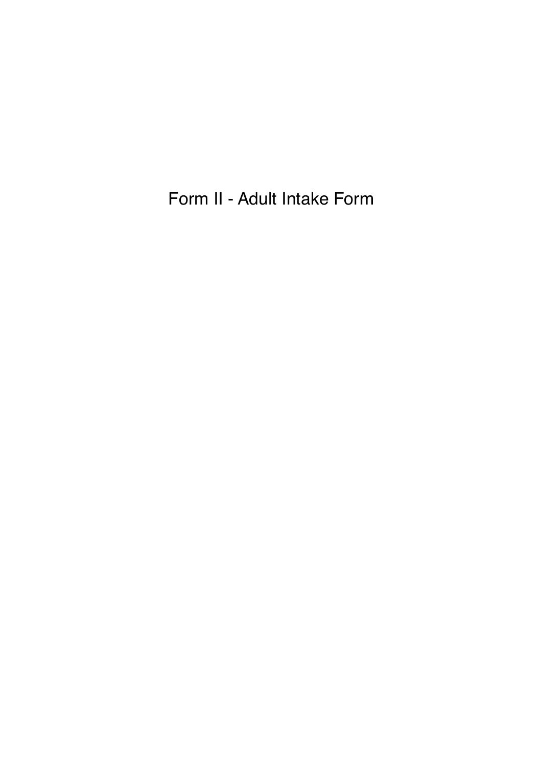# Form II - Adult Intake Form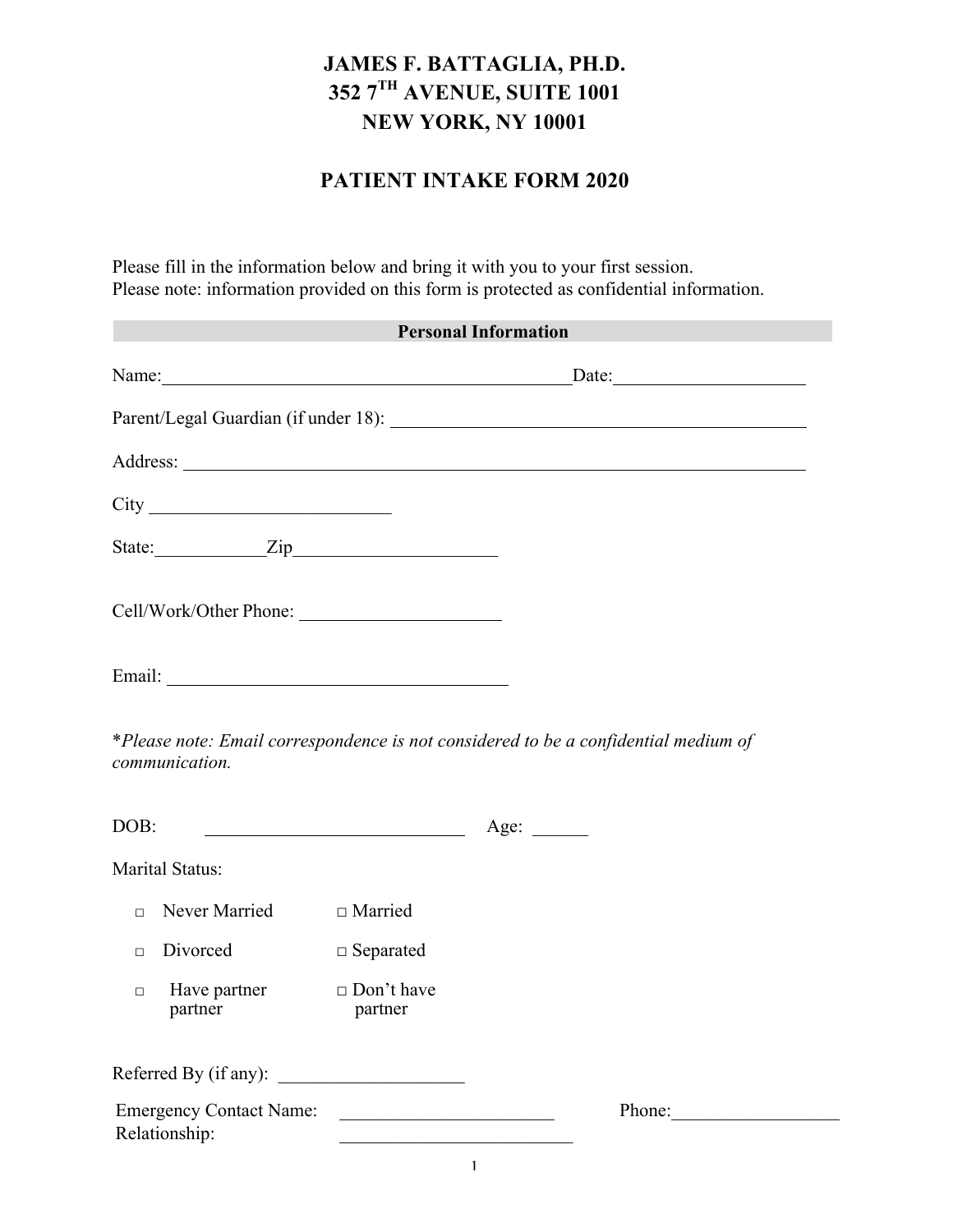# JAMES F. BATTAGLIA, PH.D.
# 352 7TH AVENUE, SUITE 1001
# NEW YORK, NY 10001

## PATIENT INTAKE FORM 2020

Please fill in the information below and bring it with you to your first session.
Please note: information provided on this form is protected as confidential information.

**Personal Information**

Name:_______________________________________________Date:_____________________

Parent/Legal Guardian (if under 18): ______________________________________________

Address: _________________________________________________________________

City __________________________

State:____________Zip______________________

Cell/Work/Other Phone: ______________________

Email: ______________________________________

*\*Please note: Email correspondence is not considered to be a confidential medium of communication.*

DOB: ____________________________ Age: ______

Marital Status:

- □ Never Married □ Married
- □ Divorced □ Separated
- □ Have partner partner □ Don't have partner

Referred By (if any): ____________________

Emergency Contact Name: _______________________ Phone:__________________
Relationship: _________________________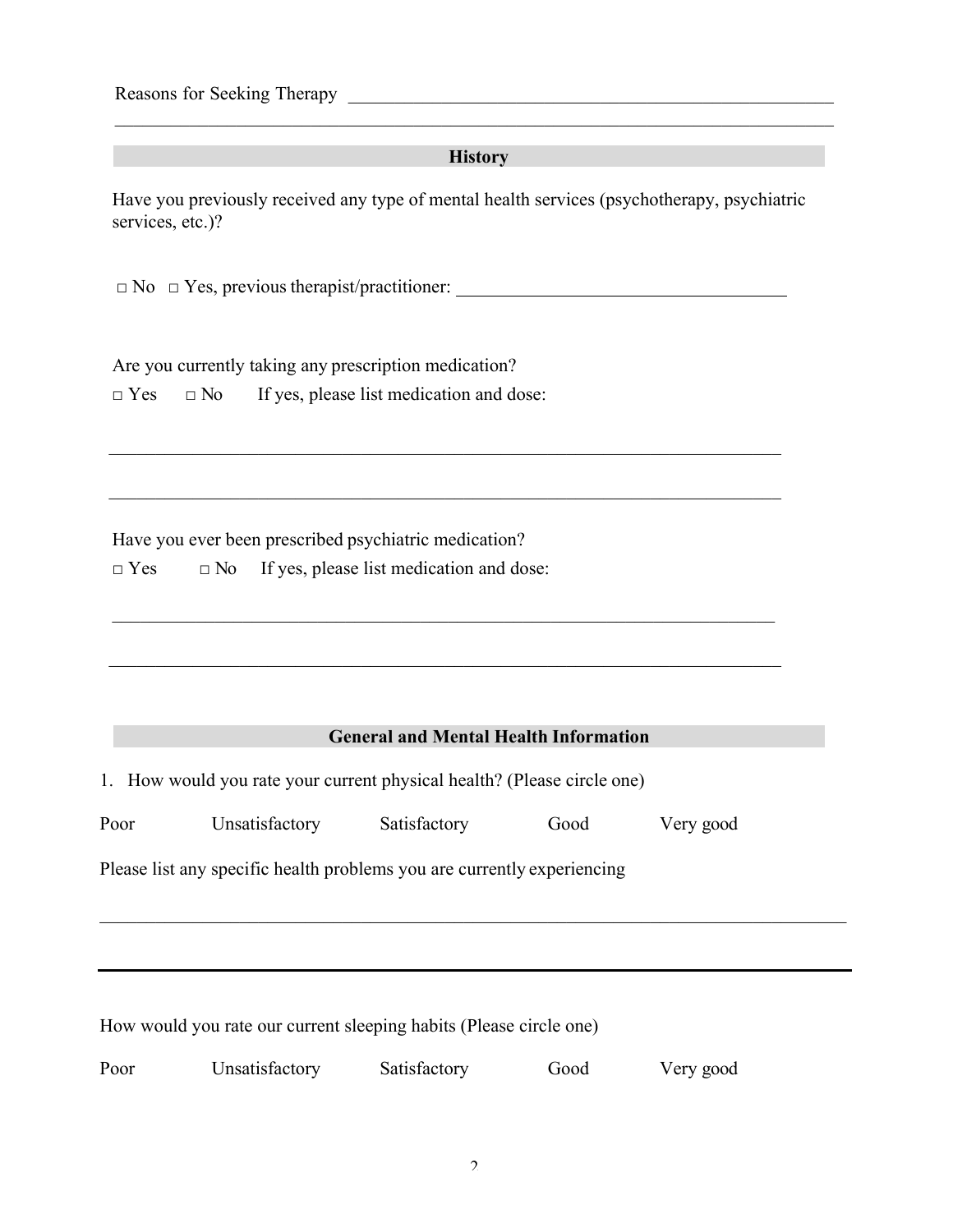Reasons for Seeking Therapy ________________________________________________

_______________________________________________________________________

## History

Have you previously received any type of mental health services (psychotherapy, psychiatric services, etc.)?

□ No □ Yes, previous therapist/practitioner: ________________________________

Are you currently taking any prescription medication?

□ Yes □ No If yes, please list medication and dose:

_______________________________________________________________________

_______________________________________________________________________

Have you ever been prescribed psychiatric medication?

□ Yes □ No If yes, please list medication and dose:

_______________________________________________________________________

_______________________________________________________________________

## General and Mental Health Information

1. How would you rate your current physical health? (Please circle one)

Poor Unsatisfactory Satisfactory Good Very good

Please list any specific health problems you are currently experiencing

_______________________________________________________________________

_______________________________________________________________________

How would you rate our current sleeping habits (Please circle one)

Poor Unsatisfactory Satisfactory Good Very good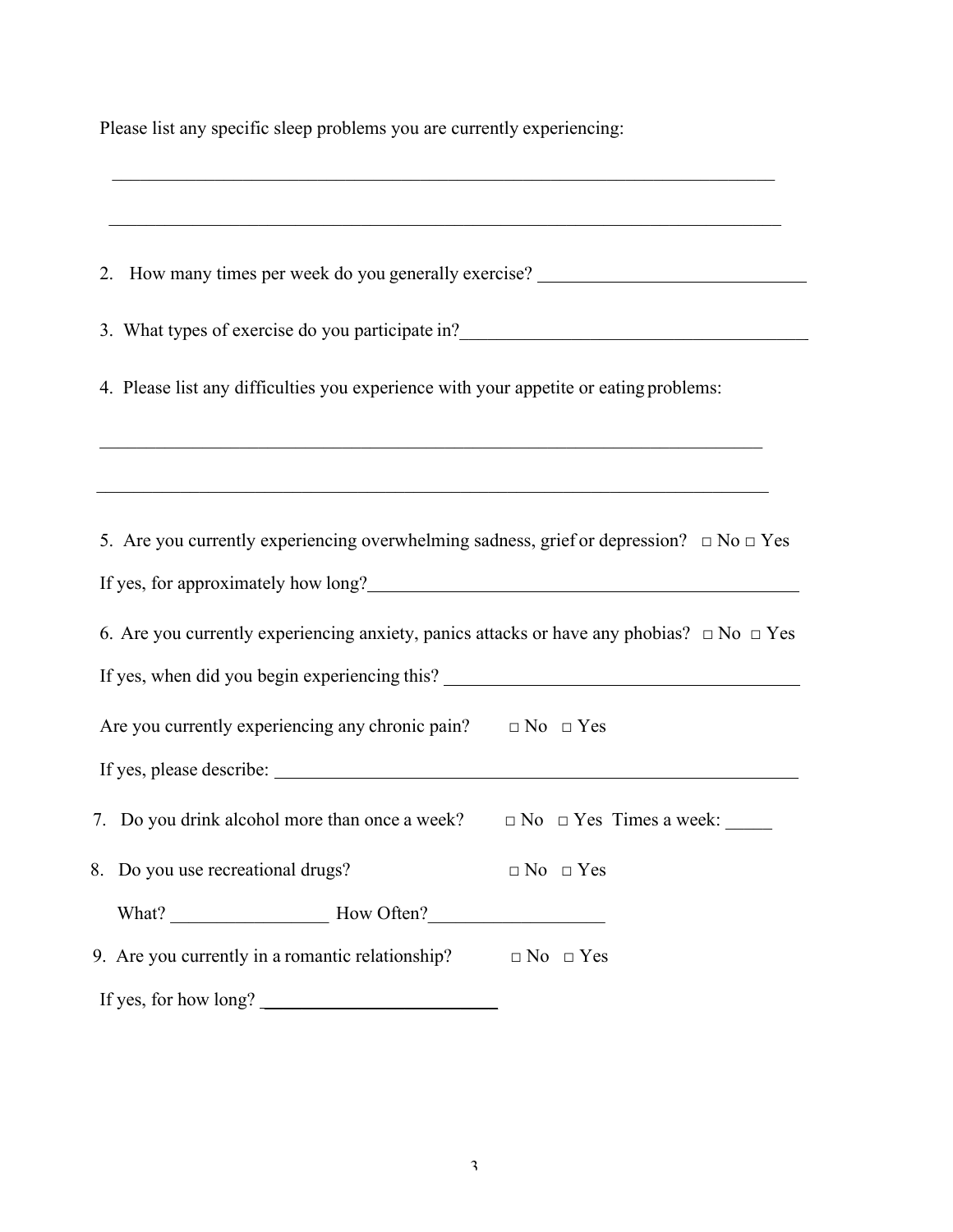Please list any specific sleep problems you are currently experiencing:

\_\_\_\_\_\_\_\_\_\_\_\_\_\_\_\_\_\_\_\_\_\_\_\_\_\_\_\_\_\_\_\_\_\_\_\_\_\_\_\_\_\_\_\_\_\_\_\_\_\_\_\_\_\_\_\_\_\_\_\_\_\_\_\_\_\_\_\_\_\_

\_\_\_\_\_\_\_\_\_\_\_\_\_\_\_\_\_\_\_\_\_\_\_\_\_\_\_\_\_\_\_\_\_\_\_\_\_\_\_\_\_\_\_\_\_\_\_\_\_\_\_\_\_\_\_\_\_\_\_\_\_\_\_\_\_\_\_\_\_\_

2. How many times per week do you generally exercise? \_\_\_\_\_\_\_\_\_\_\_\_\_\_\_\_\_\_\_\_\_\_\_\_\_\_\_\_

3. What types of exercise do you participate in?\_\_\_\_\_\_\_\_\_\_\_\_\_\_\_\_\_\_\_\_\_\_\_\_\_\_\_\_\_\_\_\_\_\_\_\_

4. Please list any difficulties you experience with your appetite or eating problems:

\_\_\_\_\_\_\_\_\_\_\_\_\_\_\_\_\_\_\_\_\_\_\_\_\_\_\_\_\_\_\_\_\_\_\_\_\_\_\_\_\_\_\_\_\_\_\_\_\_\_\_\_\_\_\_\_\_\_\_\_\_\_\_\_\_\_\_\_\_\_

\_\_\_\_\_\_\_\_\_\_\_\_\_\_\_\_\_\_\_\_\_\_\_\_\_\_\_\_\_\_\_\_\_\_\_\_\_\_\_\_\_\_\_\_\_\_\_\_\_\_\_\_\_\_\_\_\_\_\_\_\_\_\_\_\_\_\_\_\_\_

5. Are you currently experiencing overwhelming sadness, grief or depression? □ No □ Yes

If yes, for approximately how long?\_\_\_\_\_\_\_\_\_\_\_\_\_\_\_\_\_\_\_\_\_\_\_\_\_\_\_\_\_\_\_\_\_\_\_\_\_\_\_\_\_\_\_

6. Are you currently experiencing anxiety, panics attacks or have any phobias? □ No □ Yes

If yes, when did you begin experiencing this? \_\_\_\_\_\_\_\_\_\_\_\_\_\_\_\_\_\_\_\_\_\_\_\_\_\_\_\_\_\_\_\_\_\_\_

Are you currently experiencing any chronic pain? □ No □ Yes

If yes, please describe: \_\_\_\_\_\_\_\_\_\_\_\_\_\_\_\_\_\_\_\_\_\_\_\_\_\_\_\_\_\_\_\_\_\_\_\_\_\_\_\_\_\_\_\_\_\_\_\_\_\_\_\_

7. Do you drink alcohol more than once a week? □ No □ Yes Times a week: \_\_\_\_\_

8. Do you use recreational drugs? □ No □ Yes

What? \_\_\_\_\_\_\_\_\_\_\_\_\_\_\_\_\_ How Often?\_\_\_\_\_\_\_\_\_\_\_\_\_\_\_\_\_\_\_

9. Are you currently in a romantic relationship? □ No □ Yes

If yes, for how long? \_\_\_\_\_\_\_\_\_\_\_\_\_\_\_\_\_\_\_\_\_\_\_\_\_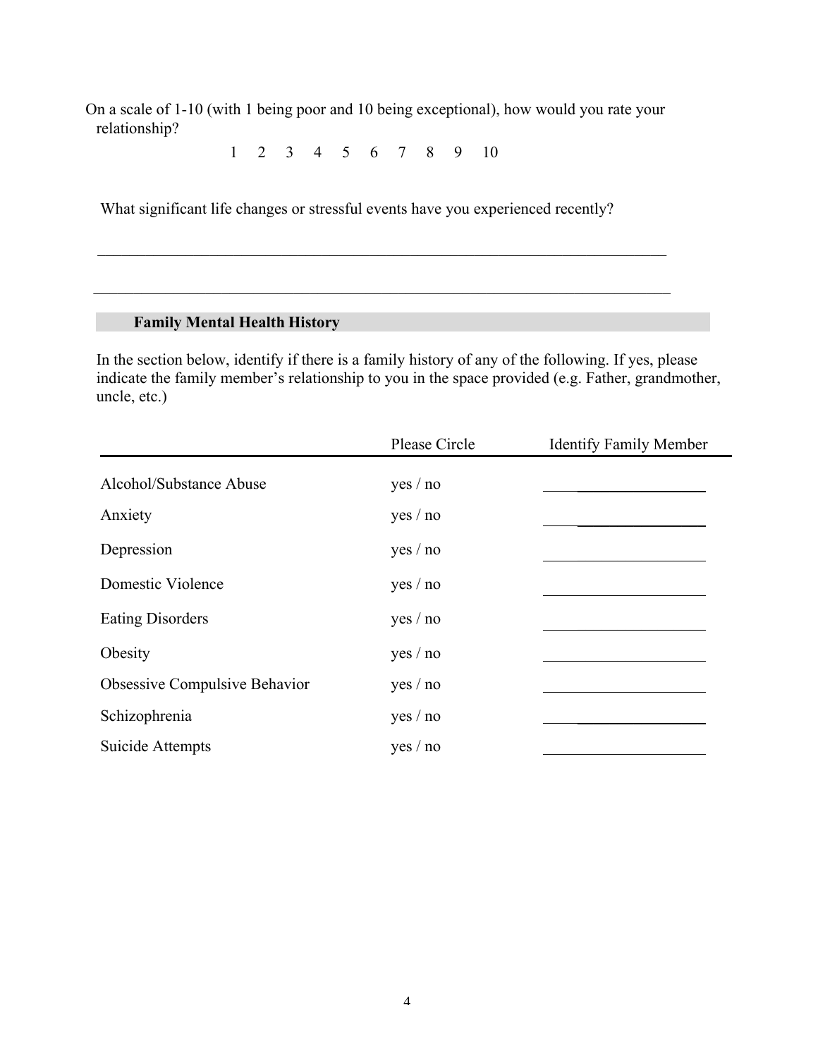On a scale of 1-10 (with 1 being poor and 10 being exceptional), how would you rate your relationship?

1 2 3 4 5 6 7 8 9 10

What significant life changes or stressful events have you experienced recently?

______________________________________________________________________________

______________________________________________________________________________

## Family Mental Health History

In the section below, identify if there is a family history of any of the following. If yes, please indicate the family member's relationship to you in the space provided (e.g. Father, grandmother, uncle, etc.)

| | Please Circle | Identify Family Member |
|---|---|---|
| Alcohol/Substance Abuse | yes / no | ____________________ |
| Anxiety | yes / no | ____________________ |
| Depression | yes / no | ____________________ |
| Domestic Violence | yes / no | ____________________ |
| Eating Disorders | yes / no | ____________________ |
| Obesity | yes / no | ____________________ |
| Obsessive Compulsive Behavior | yes / no | ____________________ |
| Schizophrenia | yes / no | ____________________ |
| Suicide Attempts | yes / no | ____________________ |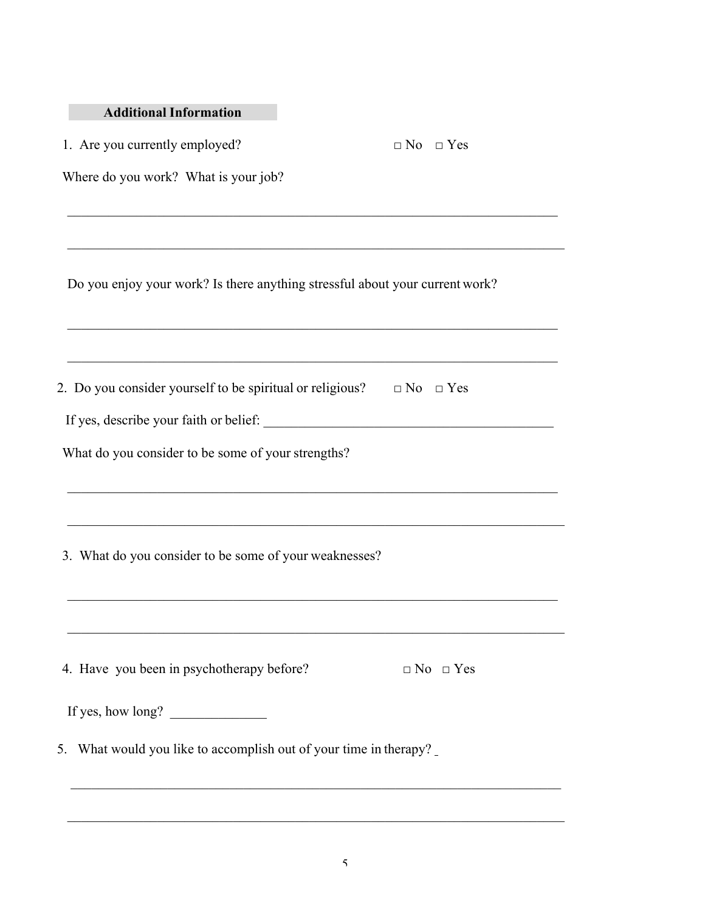## Additional Information

1. Are you currently employed? □ No □ Yes

Where do you work? What is your job?

_______________________________________________________________________________

_______________________________________________________________________________

Do you enjoy your work? Is there anything stressful about your current work?

_______________________________________________________________________________

_______________________________________________________________________________

2. Do you consider yourself to be spiritual or religious? □ No □ Yes

If yes, describe your faith or belief: ___________________________________________

What do you consider to be some of your strengths?

_______________________________________________________________________________

_______________________________________________________________________________

3. What do you consider to be some of your weaknesses?

_______________________________________________________________________________

_______________________________________________________________________________

4. Have you been in psychotherapy before? □ No □ Yes

If yes, how long? ______________

5. What would you like to accomplish out of your time in therapy?

_______________________________________________________________________________

_______________________________________________________________________________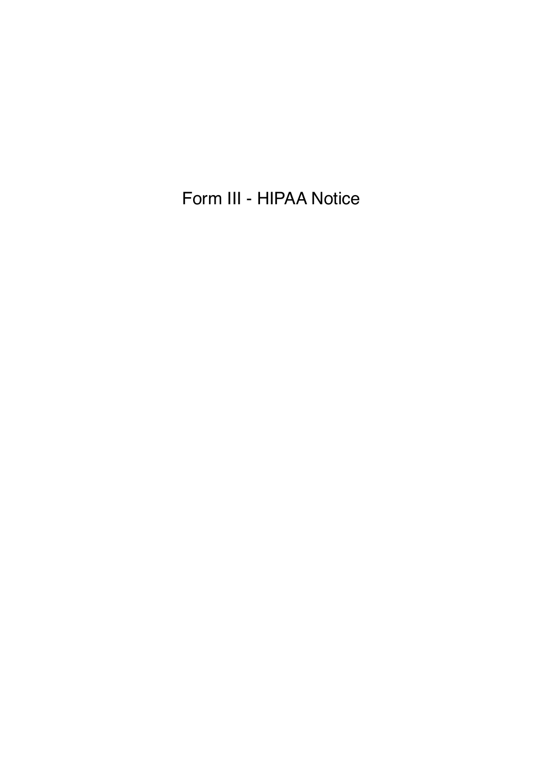# Form III - HIPAA Notice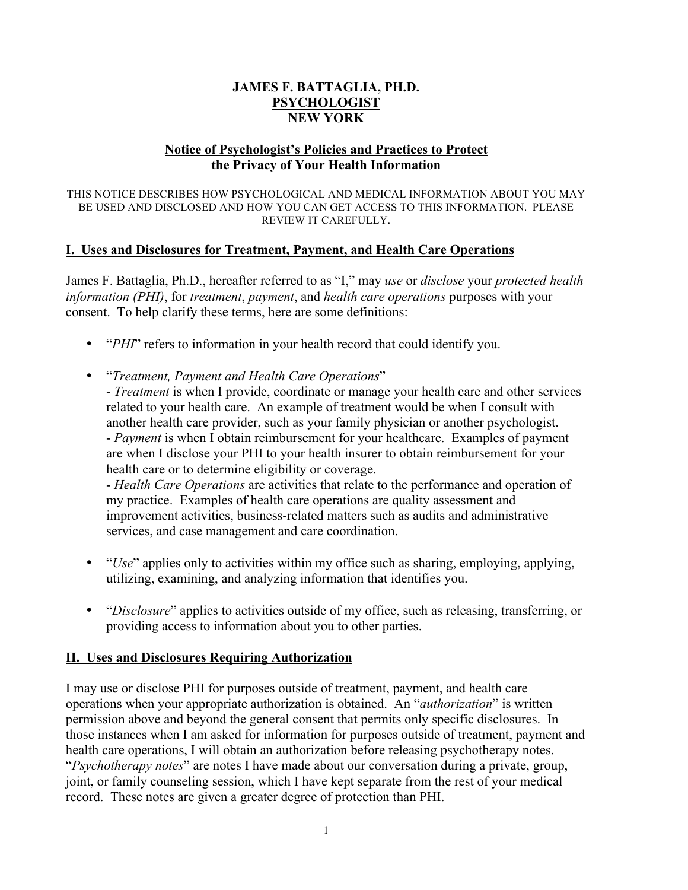# JAMES F. BATTAGLIA, PH.D.
# PSYCHOLOGIST
# NEW YORK

## Notice of Psychologist's Policies and Practices to Protect the Privacy of Your Health Information

THIS NOTICE DESCRIBES HOW PSYCHOLOGICAL AND MEDICAL INFORMATION ABOUT YOU MAY BE USED AND DISCLOSED AND HOW YOU CAN GET ACCESS TO THIS INFORMATION. PLEASE REVIEW IT CAREFULLY.

### I. Uses and Disclosures for Treatment, Payment, and Health Care Operations

James F. Battaglia, Ph.D., hereafter referred to as "I," may *use* or *disclose* your *protected health information (PHI)*, for *treatment*, *payment*, and *health care operations* purposes with your consent. To help clarify these terms, here are some definitions:

- "*PHI*" refers to information in your health record that could identify you.
- "*Treatment, Payment and Health Care Operations*"
  - *Treatment* is when I provide, coordinate or manage your health care and other services related to your health care. An example of treatment would be when I consult with another health care provider, such as your family physician or another psychologist.
  - *Payment* is when I obtain reimbursement for your healthcare. Examples of payment are when I disclose your PHI to your health insurer to obtain reimbursement for your health care or to determine eligibility or coverage.
  - *Health Care Operations* are activities that relate to the performance and operation of my practice. Examples of health care operations are quality assessment and improvement activities, business-related matters such as audits and administrative services, and case management and care coordination.
- "*Use*" applies only to activities within my office such as sharing, employing, applying, utilizing, examining, and analyzing information that identifies you.
- "*Disclosure*" applies to activities outside of my office, such as releasing, transferring, or providing access to information about you to other parties.

### II. Uses and Disclosures Requiring Authorization

I may use or disclose PHI for purposes outside of treatment, payment, and health care operations when your appropriate authorization is obtained. An "*authorization*" is written permission above and beyond the general consent that permits only specific disclosures. In those instances when I am asked for information for purposes outside of treatment, payment and health care operations, I will obtain an authorization before releasing psychotherapy notes. "*Psychotherapy notes*" are notes I have made about our conversation during a private, group, joint, or family counseling session, which I have kept separate from the rest of your medical record. These notes are given a greater degree of protection than PHI.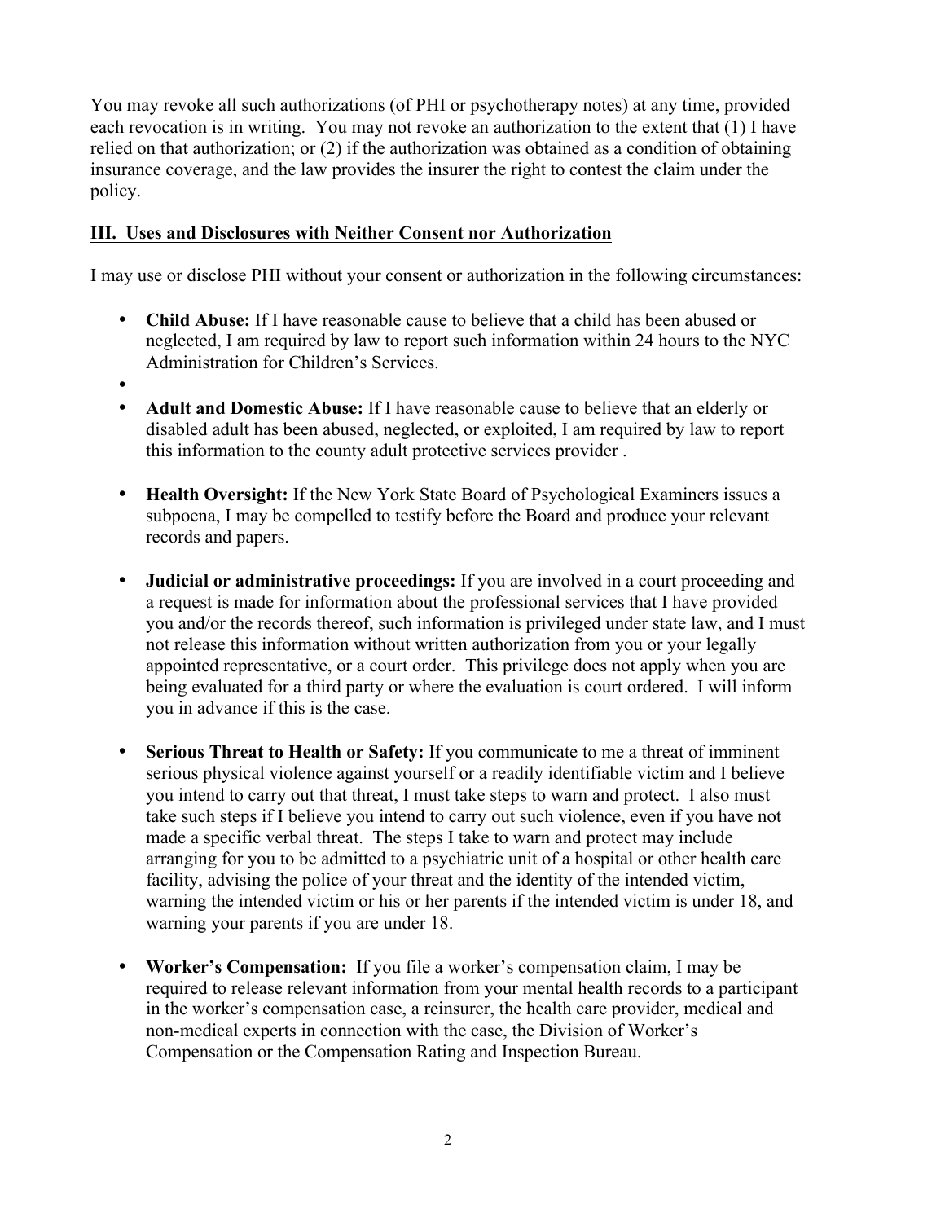You may revoke all such authorizations (of PHI or psychotherapy notes) at any time, provided each revocation is in writing. You may not revoke an authorization to the extent that (1) I have relied on that authorization; or (2) if the authorization was obtained as a condition of obtaining insurance coverage, and the law provides the insurer the right to contest the claim under the policy.

## III. Uses and Disclosures with Neither Consent nor Authorization

I may use or disclose PHI without your consent or authorization in the following circumstances:

- **Child Abuse:** If I have reasonable cause to believe that a child has been abused or neglected, I am required by law to report such information within 24 hours to the NYC Administration for Children's Services.
- 
- **Adult and Domestic Abuse:** If I have reasonable cause to believe that an elderly or disabled adult has been abused, neglected, or exploited, I am required by law to report this information to the county adult protective services provider .
- **Health Oversight:** If the New York State Board of Psychological Examiners issues a subpoena, I may be compelled to testify before the Board and produce your relevant records and papers.
- **Judicial or administrative proceedings:** If you are involved in a court proceeding and a request is made for information about the professional services that I have provided you and/or the records thereof, such information is privileged under state law, and I must not release this information without written authorization from you or your legally appointed representative, or a court order. This privilege does not apply when you are being evaluated for a third party or where the evaluation is court ordered. I will inform you in advance if this is the case.
- **Serious Threat to Health or Safety:** If you communicate to me a threat of imminent serious physical violence against yourself or a readily identifiable victim and I believe you intend to carry out that threat, I must take steps to warn and protect. I also must take such steps if I believe you intend to carry out such violence, even if you have not made a specific verbal threat. The steps I take to warn and protect may include arranging for you to be admitted to a psychiatric unit of a hospital or other health care facility, advising the police of your threat and the identity of the intended victim, warning the intended victim or his or her parents if the intended victim is under 18, and warning your parents if you are under 18.
- **Worker's Compensation:** If you file a worker's compensation claim, I may be required to release relevant information from your mental health records to a participant in the worker's compensation case, a reinsurer, the health care provider, medical and non-medical experts in connection with the case, the Division of Worker's Compensation or the Compensation Rating and Inspection Bureau.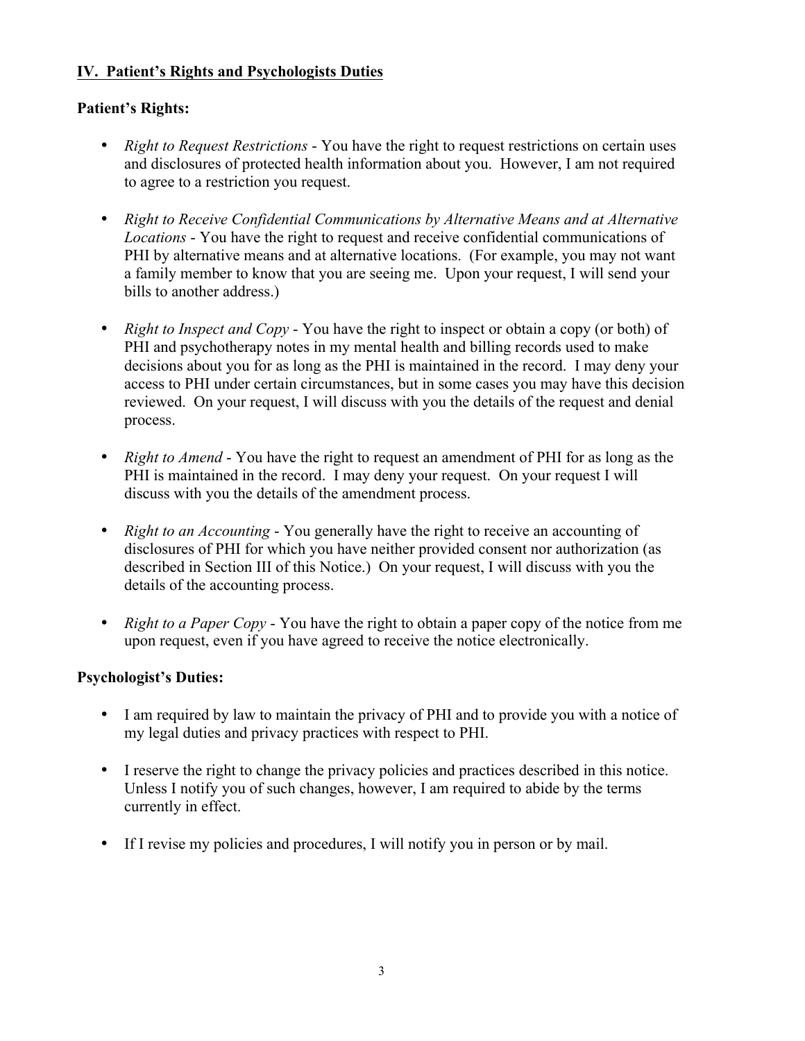## IV. Patient's Rights and Psychologists Duties

**Patient's Rights:**

- *Right to Request Restrictions* - You have the right to request restrictions on certain uses and disclosures of protected health information about you. However, I am not required to agree to a restriction you request.

- *Right to Receive Confidential Communications by Alternative Means and at Alternative Locations* - You have the right to request and receive confidential communications of PHI by alternative means and at alternative locations. (For example, you may not want a family member to know that you are seeing me. Upon your request, I will send your bills to another address.)

- *Right to Inspect and Copy* - You have the right to inspect or obtain a copy (or both) of PHI and psychotherapy notes in my mental health and billing records used to make decisions about you for as long as the PHI is maintained in the record. I may deny your access to PHI under certain circumstances, but in some cases you may have this decision reviewed. On your request, I will discuss with you the details of the request and denial process.

- *Right to Amend* - You have the right to request an amendment of PHI for as long as the PHI is maintained in the record. I may deny your request. On your request I will discuss with you the details of the amendment process.

- *Right to an Accounting* - You generally have the right to receive an accounting of disclosures of PHI for which you have neither provided consent nor authorization (as described in Section III of this Notice.) On your request, I will discuss with you the details of the accounting process.

- *Right to a Paper Copy* - You have the right to obtain a paper copy of the notice from me upon request, even if you have agreed to receive the notice electronically.

**Psychologist's Duties:**

- I am required by law to maintain the privacy of PHI and to provide you with a notice of my legal duties and privacy practices with respect to PHI.

- I reserve the right to change the privacy policies and practices described in this notice. Unless I notify you of such changes, however, I am required to abide by the terms currently in effect.

- If I revise my policies and procedures, I will notify you in person or by mail.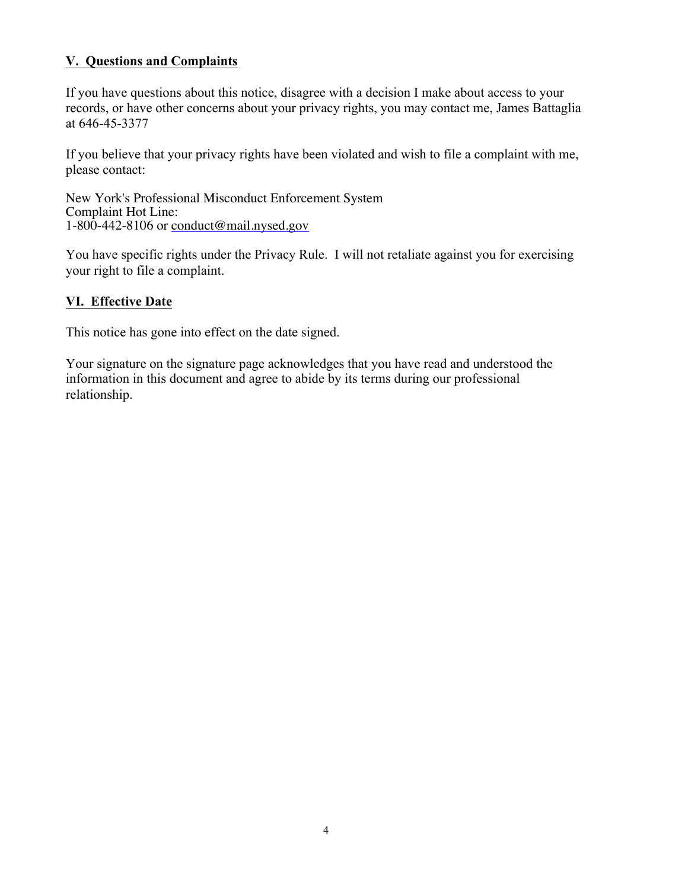## V. Questions and Complaints

If you have questions about this notice, disagree with a decision I make about access to your records, or have other concerns about your privacy rights, you may contact me, James Battaglia at 646-45-3377

If you believe that your privacy rights have been violated and wish to file a complaint with me, please contact:

New York's Professional Misconduct Enforcement System
Complaint Hot Line:
1-800-442-8106 or conduct@mail.nysed.gov

You have specific rights under the Privacy Rule. I will not retaliate against you for exercising your right to file a complaint.

## VI. Effective Date

This notice has gone into effect on the date signed.

Your signature on the signature page acknowledges that you have read and understood the information in this document and agree to abide by its terms during our professional relationship.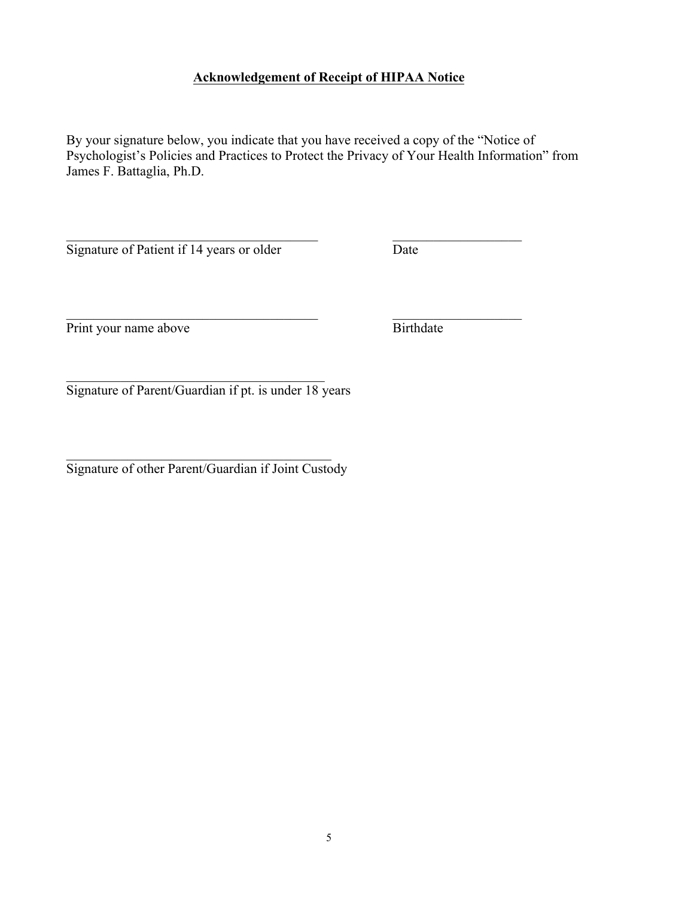# **Acknowledgement of Receipt of HIPAA Notice**

By your signature below, you indicate that you have received a copy of the "Notice of Psychologist's Policies and Practices to Protect the Privacy of Your Health Information" from James F. Battaglia, Ph.D.

______________________________________ ____________________
Signature of Patient if 14 years or older Date

______________________________________ ____________________
Print your name above Birthdate

______________________________________
Signature of Parent/Guardian if pt. is under 18 years

______________________________________
Signature of other Parent/Guardian if Joint Custody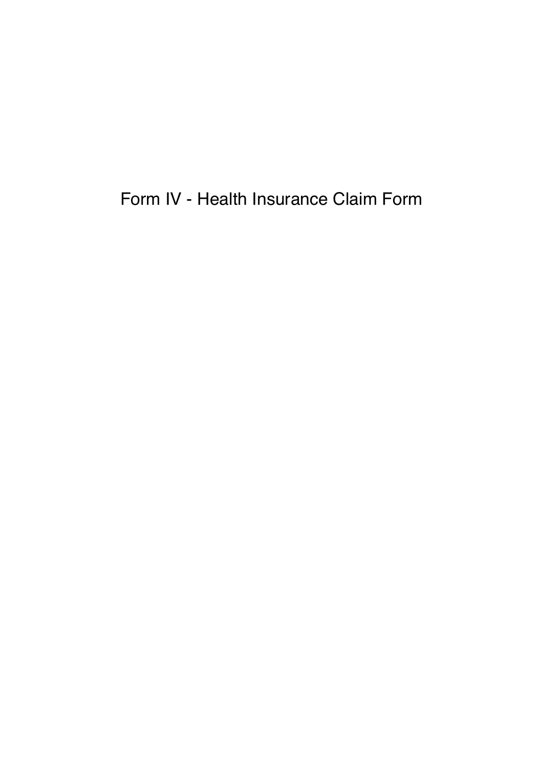Form IV - Health Insurance Claim Form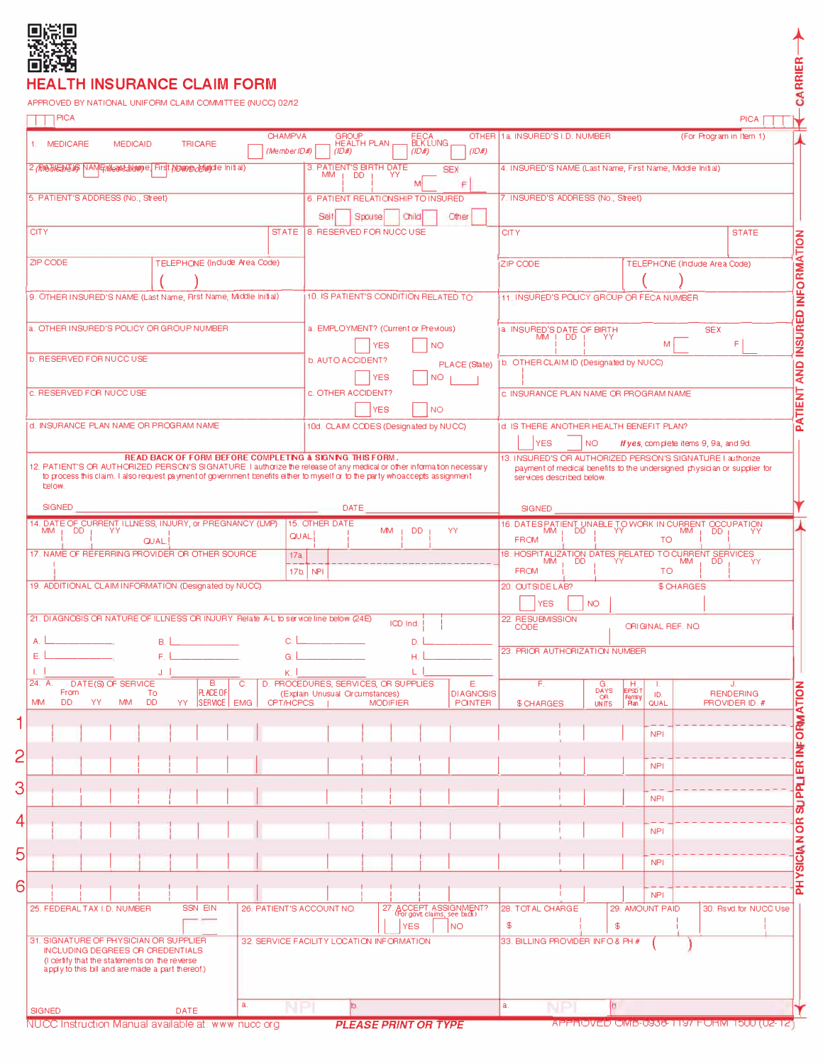# HEALTH INSURANCE CLAIM FORM

APPROVED BY NATIONAL UNIFORM CLAIM COMMITTEE (NUCC) 02/12

PICA | PICA

CARRIER

1\. MEDICARE | MEDICAID | TRICARE | CHAMPVA | GROUP HEALTH PLAN | FECA BLK LUNG | OTHER

(Medicare#) (Medicaid#) (ID#/DoD#) (Member ID#) (ID#) (ID#) (ID#)

1a. INSURED'S I.D. NUMBER (For Program in Item 1)

2\. PATIENT'S NAME (Last Name, First Name, Middle Initial)

3\. PATIENT'S BIRTH DATE MM DD YY SEX M F

4\. INSURED'S NAME (Last Name, First Name, Middle Initial)

5\. PATIENT'S ADDRESS (No., Street)

6\. PATIENT RELATIONSHIP TO INSURED Self Spouse Child Other

7\. INSURED'S ADDRESS (No., Street)

CITY STATE

8\. RESERVED FOR NUCC USE

CITY STATE

ZIP CODE TELEPHONE (Include Area Code) ( )

ZIP CODE TELEPHONE (Include Area Code) ( )

9\. OTHER INSURED'S NAME (Last Name, First Name, Middle Initial)

10\. IS PATIENT'S CONDITION RELATED TO:

11\. INSURED'S POLICY GROUP OR FECA NUMBER

a. OTHER INSURED'S POLICY OR GROUP NUMBER

a. EMPLOYMENT? (Current or Previous) YES NO

a. INSURED'S DATE OF BIRTH MM DD YY SEX M F

b. RESERVED FOR NUCC USE

b. AUTO ACCIDENT? YES NO PLACE (State)

b. OTHER CLAIM ID (Designated by NUCC)

c. RESERVED FOR NUCC USE

c. OTHER ACCIDENT? YES NO

c. INSURANCE PLAN NAME OR PROGRAM NAME

d. INSURANCE PLAN NAME OR PROGRAM NAME

10d. CLAIM CODES (Designated by NUCC)

d. IS THERE ANOTHER HEALTH BENEFIT PLAN? YES NO *If yes, complete items 9, 9a, and 9d.*

**READ BACK OF FORM BEFORE COMPLETING & SIGNING THIS FORM.**

12\. PATIENT'S OR AUTHORIZED PERSON'S SIGNATURE I authorize the release of any medical or other information necessary to process this claim. I also request payment of government benefits either to myself or to the party who accepts assignment below.

SIGNED DATE

13\. INSURED'S OR AUTHORIZED PERSON'S SIGNATURE I authorize payment of medical benefits to the undersigned physician or supplier for services described below.

SIGNED

PATIENT AND INSURED INFORMATION

14\. DATE OF CURRENT ILLNESS, INJURY, or PREGNANCY (LMP) MM DD YY QUAL.

15\. OTHER DATE QUAL. MM DD YY

16\. DATES PATIENT UNABLE TO WORK IN CURRENT OCCUPATION FROM MM DD YY TO MM DD YY

17\. NAME OF REFERRING PROVIDER OR OTHER SOURCE

17a.

17b. NPI

18\. HOSPITALIZATION DATES RELATED TO CURRENT SERVICES FROM MM DD YY TO MM DD YY

19\. ADDITIONAL CLAIM INFORMATION (Designated by NUCC)

20\. OUTSIDE LAB? YES NO $ CHARGES

21\. DIAGNOSIS OR NATURE OF ILLNESS OR INJURY Relate A-L to service line below (24E) ICD Ind.

A. B. C. D.

E. F. G. H.

I. J. K. L.

22\. RESUBMISSION CODE ORIGINAL REF. NO.

23\. PRIOR AUTHORIZATION NUMBER

| 24. A. DATE(S) OF SERVICE From MM DD YY To MM DD YY | B. PLACE OF SERVICE | C. EMG | D. PROCEDURES, SERVICES, OR SUPPLIES (Explain Unusual Circumstances) CPT/HCPCS MODIFIER | E. DIAGNOSIS POINTER | F. $ CHARGES | G. DAYS OR UNITS | H. EPSDT Family Plan | I. ID. QUAL. | J. RENDERING PROVIDER ID. # |
|---|---|---|---|---|---|---|---|---|---|
| 1 | | | | | | | | NPI | |
| 2 | | | | | | | | NPI | |
| 3 | | | | | | | | NPI | |
| 4 | | | | | | | | NPI | |
| 5 | | | | | | | | NPI | |
| 6 | | | | | | | | NPI | |

25\. FEDERAL TAX I.D. NUMBER SSN EIN

26\. PATIENT'S ACCOUNT NO.

27\. ACCEPT ASSIGNMENT? (For govt. claims, see back) YES NO

28\. TOTAL CHARGE $

29\. AMOUNT PAID $

30\. Rsvd.for NUCC Use

31\. SIGNATURE OF PHYSICIAN OR SUPPLIER INCLUDING DEGREES OR CREDENTIALS (I certify that the statements on the reverse apply to this bill and are made a part thereof.)

SIGNED DATE

32\. SERVICE FACILITY LOCATION INFORMATION

a. NPI b.

33\. BILLING PROVIDER INFO & PH # ( )

a. NPI b.

PHYSICIAN OR SUPPLIER INFORMATION

NUCC Instruction Manual available at: www.nucc.org

**PLEASE PRINT OR TYPE**

APPROVED OMB-0938-1197 FORM 1500 (02-12)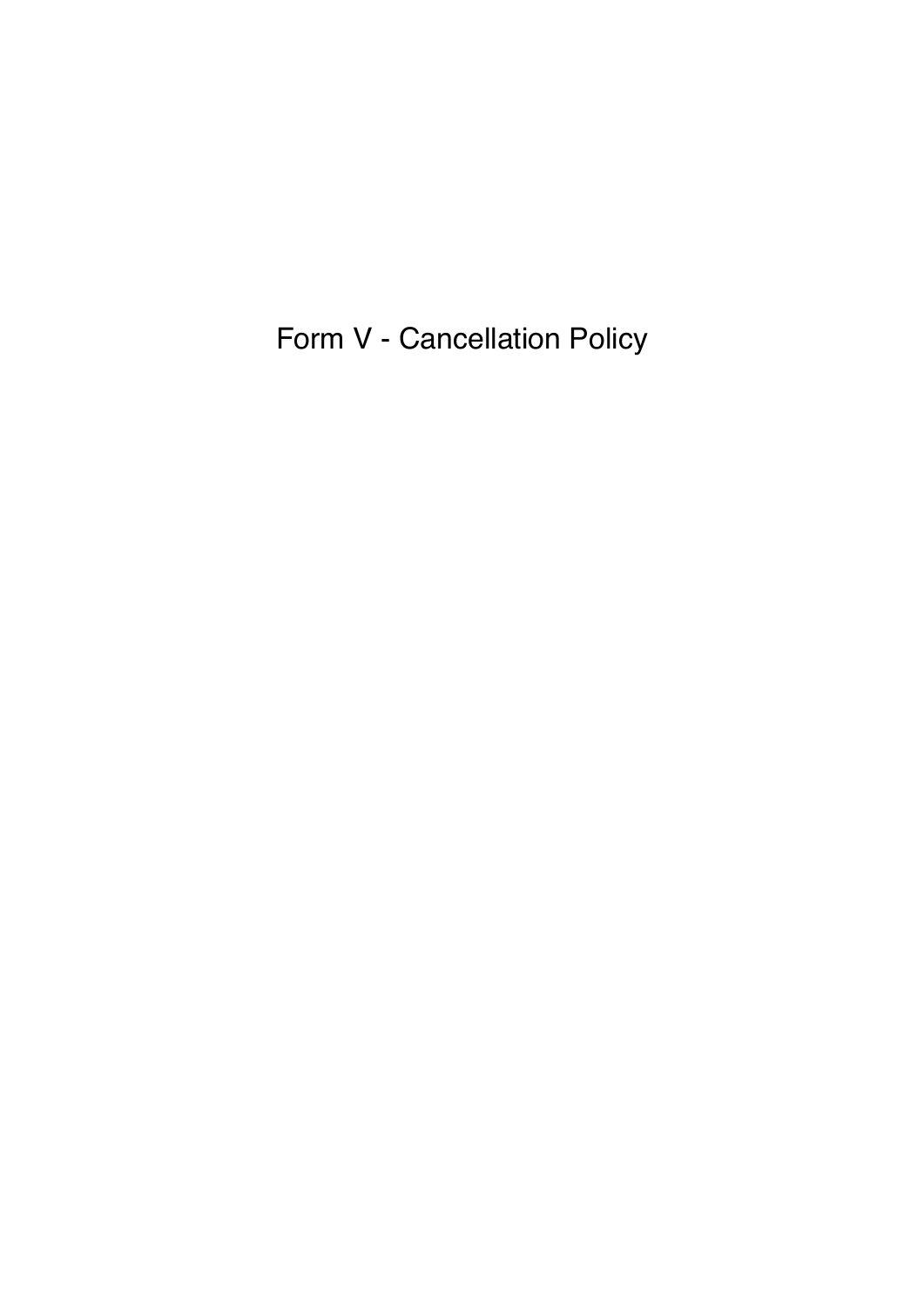# Form V - Cancellation Policy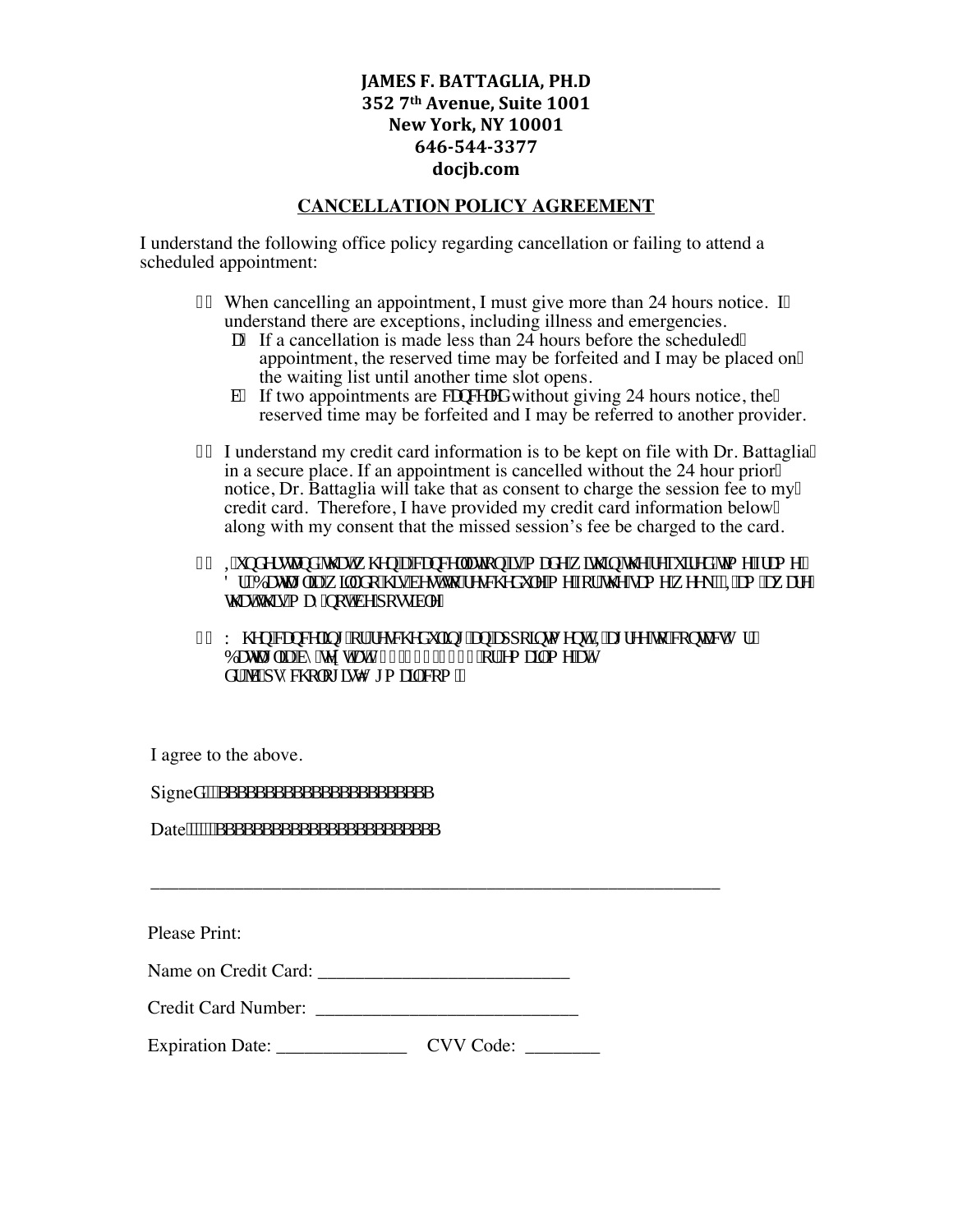**JAMES F. BATTAGLIA, PH.D**
**352 7th Avenue, Suite 1001**
**New York, NY 10001**
**646-544-3377**
**docjb.com**

## CANCELLATION POLICY AGREEMENT

I understand the following office policy regarding cancellation or failing to attend a scheduled appointment:

1. When cancelling an appointment, I must give more than 24 hours notice. I understand there are exceptions, including illness and emergencies.
   a. If a cancellation is made less than 24 hours before the scheduled appointment, the reserved time may be forfeited and I may be placed on the waiting list until another time slot opens.
   b. If two appointments are canceled without giving 24 hours notice, the reserved time may be forfeited and I may be referred to another provider.

2. I understand my credit card information is to be kept on file with Dr. Battaglia in a secure place. If an appointment is cancelled without the 24 hour prior notice, Dr. Battaglia will take that as consent to charge the session fee to my credit card. Therefore, I have provided my credit card information below along with my consent that the missed session's fee be charged to the card.

3. I understand that when a cancellation is made within the required time frame Dr. Battaglia will do his best to reschedule me for the same week. I am aware that this may not be possible.

4. When canceling or rescheduling an appointment, I agree to contact Dr. Battaglia by text at or email me at drjbpsychologist@gmail.com.

I agree to the above.

Signed: ________________________

Date: ________________________

---

Please Print:

Name on Credit Card: ___________________________

Credit Card Number: ____________________________

Expiration Date: ______________ CVV Code: ________